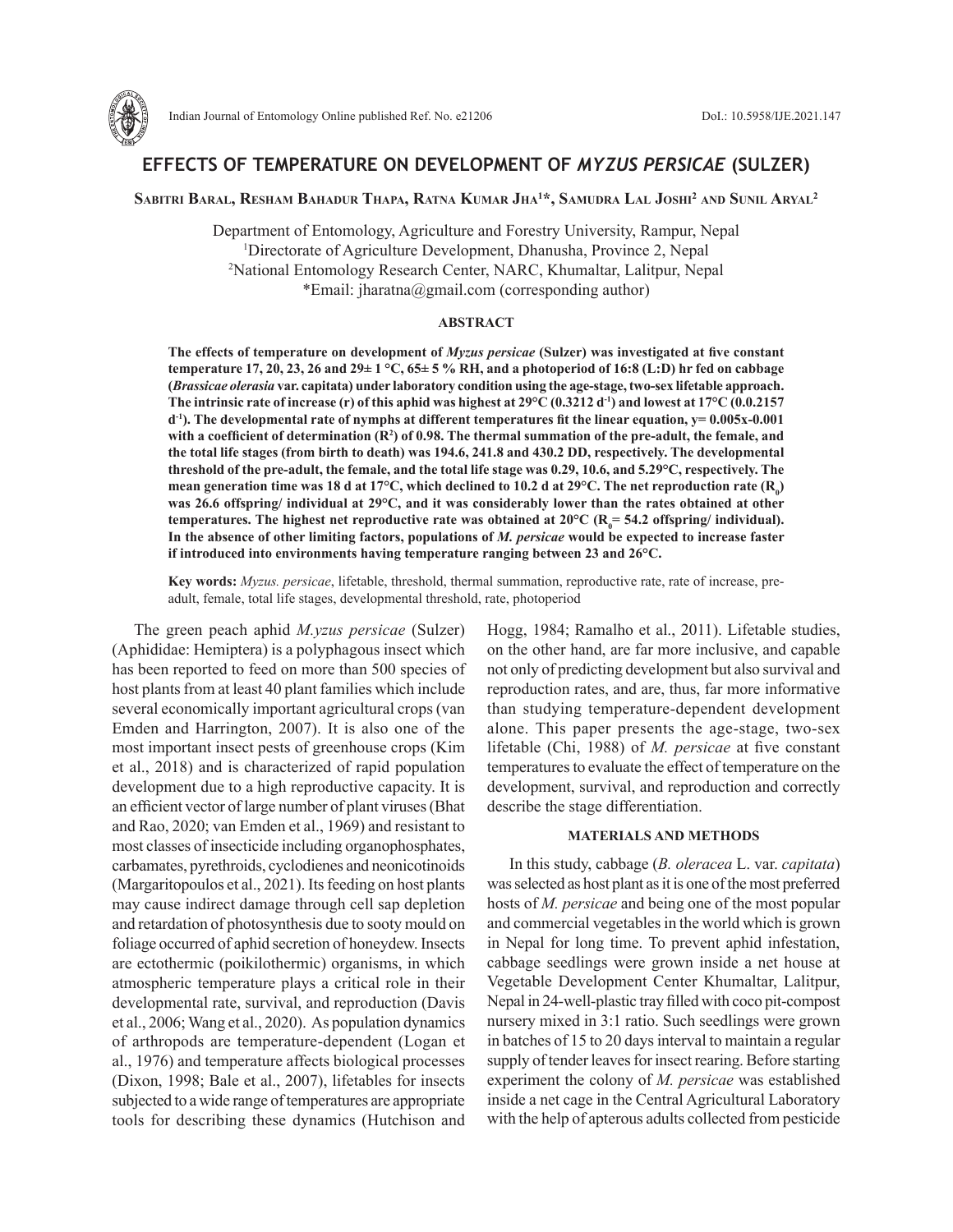# EFFECTS OF TEMPERATURE ON DEVELOPMENT OF *MYZUS PERSICAE* (SULZER)

**Sabitri Baral, Resham Bahadur Thapa, Ratna Kumar Jha[1]\*, Samudra Lal Joshi[2] and Sunil Aryal[2]**

Department of Entomology, Agriculture and Forestry University, Rampur, Nepal
[1]Directorate of Agriculture Development, Dhanusha, Province 2, Nepal
[2]National Entomology Research Center, NARC, Khumaltar, Lalitpur, Nepal
\*Email: jharatna@gmail.com (corresponding author)

## ABSTRACT

**The effects of temperature on development of *Myzus persicae* (Sulzer) was investigated at five constant temperature 17, 20, 23, 26 and 29± 1 °C, 65± 5 % RH, and a photoperiod of 16:8 (L:D) hr fed on cabbage (*Brassicae olerasia* var. capitata) under laboratory condition using the age-stage, two-sex lifetable approach. The intrinsic rate of increase (r) of this aphid was highest at 29°C (0.3212 $d^{-1}$) and lowest at 17°C (0.0.2157 $d^{-1}$). The developmental rate of nymphs at different temperatures fit the linear equation, y= 0.005x-0.001 with a coefficient of determination ($R^2$) of 0.98. The thermal summation of the pre-adult, the female, and the total life stages (from birth to death) was 194.6, 241.8 and 430.2 DD, respectively. The developmental threshold of the pre-adult, the female, and the total life stage was 0.29, 10.6, and 5.29°C, respectively. The mean generation time was 18 d at 17°C, which declined to 10.2 d at 29°C. The net reproduction rate ($R_0$) was 26.6 offspring/ individual at 29°C, and it was considerably lower than the rates obtained at other temperatures. The highest net reproductive rate was obtained at 20°C ($R_0$= 54.2 offspring/ individual). In the absence of other limiting factors, populations of *M. persicae* would be expected to increase faster if introduced into environments having temperature ranging between 23 and 26°C.**

**Key words:** *Myzus. persicae*, lifetable, threshold, thermal summation, reproductive rate, rate of increase, pre-adult, female, total life stages, developmental threshold, rate, photoperiod

The green peach aphid *M.yzus persicae* (Sulzer) (Aphididae: Hemiptera) is a polyphagous insect which has been reported to feed on more than 500 species of host plants from at least 40 plant families which include several economically important agricultural crops (van Emden and Harrington, 2007). It is also one of the most important insect pests of greenhouse crops (Kim et al., 2018) and is characterized of rapid population development due to a high reproductive capacity. It is an efficient vector of large number of plant viruses (Bhat and Rao, 2020; van Emden et al., 1969) and resistant to most classes of insecticide including organophosphates, carbamates, pyrethroids, cyclodienes and neonicotinoids (Margaritopoulos et al., 2021). Its feeding on host plants may cause indirect damage through cell sap depletion and retardation of photosynthesis due to sooty mould on foliage occurred of aphid secretion of honeydew. Insects are ectothermic (poikilothermic) organisms, in which atmospheric temperature plays a critical role in their developmental rate, survival, and reproduction (Davis et al., 2006; Wang et al., 2020). As population dynamics of arthropods are temperature-dependent (Logan et al., 1976) and temperature affects biological processes (Dixon, 1998; Bale et al., 2007), lifetables for insects subjected to a wide range of temperatures are appropriate tools for describing these dynamics (Hutchison and Hogg, 1984; Ramalho et al., 2011). Lifetable studies, on the other hand, are far more inclusive, and capable not only of predicting development but also survival and reproduction rates, and are, thus, far more informative than studying temperature-dependent development alone. This paper presents the age-stage, two-sex lifetable (Chi, 1988) of *M. persicae* at five constant temperatures to evaluate the effect of temperature on the development, survival, and reproduction and correctly describe the stage differentiation.

## MATERIALS AND METHODS

In this study, cabbage (*B. oleracea* L. var. *capitata*) was selected as host plant as it is one of the most preferred hosts of *M. persicae* and being one of the most popular and commercial vegetables in the world which is grown in Nepal for long time. To prevent aphid infestation, cabbage seedlings were grown inside a net house at Vegetable Development Center Khumaltar, Lalitpur, Nepal in 24-well-plastic tray filled with coco pit-compost nursery mixed in 3:1 ratio. Such seedlings were grown in batches of 15 to 20 days interval to maintain a regular supply of tender leaves for insect rearing. Before starting experiment the colony of *M. persicae* was established inside a net cage in the Central Agricultural Laboratory with the help of apterous adults collected from pesticide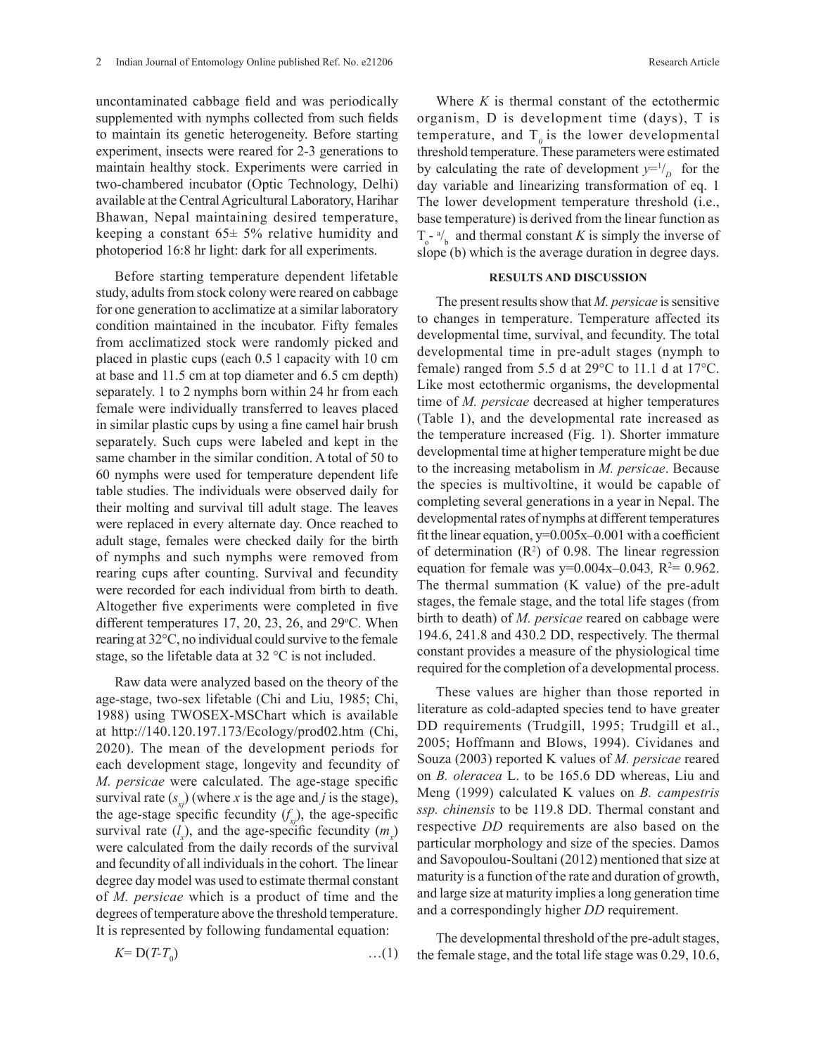uncontaminated cabbage field and was periodically supplemented with nymphs collected from such fields to maintain its genetic heterogeneity. Before starting experiment, insects were reared for 2-3 generations to maintain healthy stock. Experiments were carried in two-chambered incubator (Optic Technology, Delhi) available at the Central Agricultural Laboratory, Harihar Bhawan, Nepal maintaining desired temperature, keeping a constant 65± 5% relative humidity and photoperiod 16:8 hr light: dark for all experiments.

Before starting temperature dependent lifetable study, adults from stock colony were reared on cabbage for one generation to acclimatize at a similar laboratory condition maintained in the incubator. Fifty females from acclimatized stock were randomly picked and placed in plastic cups (each 0.5 l capacity with 10 cm at base and 11.5 cm at top diameter and 6.5 cm depth) separately. 1 to 2 nymphs born within 24 hr from each female were individually transferred to leaves placed in similar plastic cups by using a fine camel hair brush separately. Such cups were labeled and kept in the same chamber in the similar condition. A total of 50 to 60 nymphs were used for temperature dependent life table studies. The individuals were observed daily for their molting and survival till adult stage. The leaves were replaced in every alternate day. Once reached to adult stage, females were checked daily for the birth of nymphs and such nymphs were removed from rearing cups after counting. Survival and fecundity were recorded for each individual from birth to death. Altogether five experiments were completed in five different temperatures 17, 20, 23, 26, and 29°C. When rearing at 32°C, no individual could survive to the female stage, so the lifetable data at 32 °C is not included.

Raw data were analyzed based on the theory of the age-stage, two-sex lifetable (Chi and Liu, 1985; Chi, 1988) using TWOSEX-MSChart which is available at http://140.120.197.173/Ecology/prod02.htm (Chi, 2020). The mean of the development periods for each development stage, longevity and fecundity of *M. persicae* were calculated. The age-stage specific survival rate ($s_{xj}$) (where $x$ is the age and $j$ is the stage), the age-stage specific fecundity ($f_{xj}$), the age-specific survival rate ($l_x$), and the age-specific fecundity ($m_x$) were calculated from the daily records of the survival and fecundity of all individuals in the cohort. The linear degree day model was used to estimate thermal constant of *M. persicae* which is a product of time and the degrees of temperature above the threshold temperature. It is represented by following fundamental equation:

$$K = D(T - T_0) \qquad \ldots(1)$$

Where $K$ is thermal constant of the ectothermic organism, D is development time (days), T is temperature, and $T_0$ is the lower developmental threshold temperature. These parameters were estimated by calculating the rate of development $y = {}^{1}/_{D}$ for the day variable and linearizing transformation of eq. 1 The lower development temperature threshold (i.e., base temperature) is derived from the linear function as $T_o$- ${}^{a}/_{b}$ and thermal constant $K$ is simply the inverse of slope (b) which is the average duration in degree days.

## RESULTS AND DISCUSSION

The present results show that *M. persicae* is sensitive to changes in temperature. Temperature affected its developmental time, survival, and fecundity. The total developmental time in pre-adult stages (nymph to female) ranged from 5.5 d at 29°C to 11.1 d at 17°C. Like most ectothermic organisms, the developmental time of *M. persicae* decreased at higher temperatures (Table 1), and the developmental rate increased as the temperature increased (Fig. 1). Shorter immature developmental time at higher temperature might be due to the increasing metabolism in *M. persicae*. Because the species is multivoltine, it would be capable of completing several generations in a year in Nepal. The developmental rates of nymphs at different temperatures fit the linear equation, y=0.005x–0.001 with a coefficient of determination ($R^2$) of 0.98. The linear regression equation for female was y=0.004x–0.043*,* $R^2$= 0.962. The thermal summation (K value) of the pre-adult stages, the female stage, and the total life stages (from birth to death) of *M. persicae* reared on cabbage were 194.6, 241.8 and 430.2 DD, respectively. The thermal constant provides a measure of the physiological time required for the completion of a developmental process.

These values are higher than those reported in literature as cold-adapted species tend to have greater DD requirements (Trudgill, 1995; Trudgill et al., 2005; Hoffmann and Blows, 1994). Cividanes and Souza (2003) reported K values of *M. persicae* reared on *B. oleracea* L. to be 165.6 DD whereas, Liu and Meng (1999) calculated K values on *B. campestris ssp. chinensis* to be 119.8 DD. Thermal constant and respective *DD* requirements are also based on the particular morphology and size of the species. Damos and Savopoulou-Soultani (2012) mentioned that size at maturity is a function of the rate and duration of growth, and large size at maturity implies a long generation time and a correspondingly higher *DD* requirement.

The developmental threshold of the pre-adult stages, the female stage, and the total life stage was 0.29, 10.6,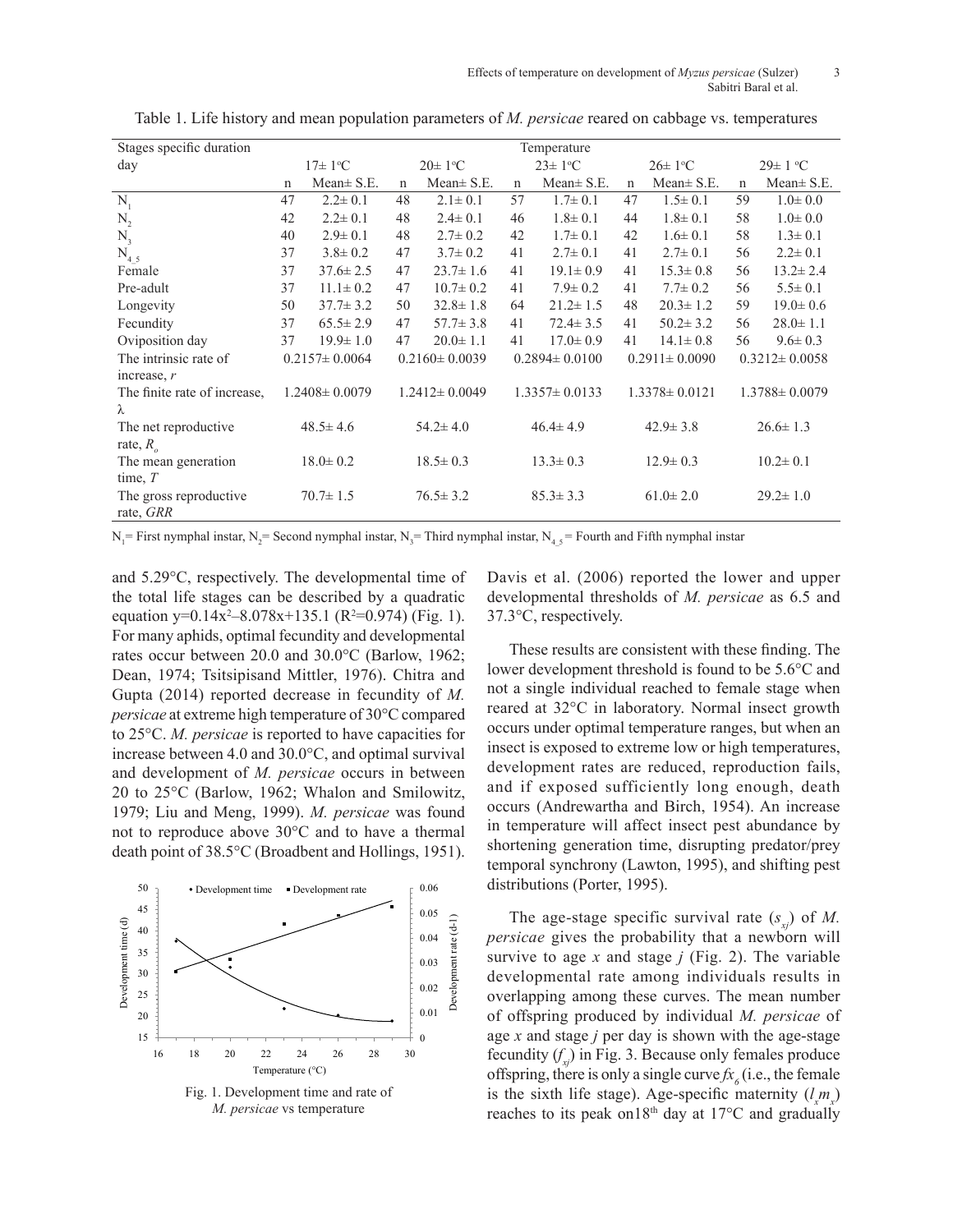Table 1. Life history and mean population parameters of *M. persicae* reared on cabbage vs. temperatures

| Stages specific duration day | 17± 1°C | | 20± 1°C | | 23± 1°C | | 26± 1°C | | 29± 1 °C | |
|---|---|---|---|---|---|---|---|---|---|---|
| | n | Mean± S.E. | n | Mean± S.E. | n | Mean± S.E. | n | Mean± S.E. | n | Mean± S.E. |
| $N_1$ | 47 | 2.2± 0.1 | 48 | 2.1± 0.1 | 57 | 1.7± 0.1 | 47 | 1.5± 0.1 | 59 | 1.0± 0.0 |
| $N_2$ | 42 | 2.2± 0.1 | 48 | 2.4± 0.1 | 46 | 1.8± 0.1 | 44 | 1.8± 0.1 | 58 | 1.0± 0.0 |
| $N_3$ | 40 | 2.9± 0.1 | 48 | 2.7± 0.2 | 42 | 1.7± 0.1 | 42 | 1.6± 0.1 | 58 | 1.3± 0.1 |
| $N_{4\_5}$ | 37 | 3.8± 0.2 | 47 | 3.7± 0.2 | 41 | 2.7± 0.1 | 41 | 2.7± 0.1 | 56 | 2.2± 0.1 |
| Female | 37 | 37.6± 2.5 | 47 | 23.7± 1.6 | 41 | 19.1± 0.9 | 41 | 15.3± 0.8 | 56 | 13.2± 2.4 |
| Pre-adult | 37 | 11.1± 0.2 | 47 | 10.7± 0.2 | 41 | 7.9± 0.2 | 41 | 7.7± 0.2 | 56 | 5.5± 0.1 |
| Longevity | 50 | 37.7± 3.2 | 50 | 32.8± 1.8 | 64 | 21.2± 1.5 | 48 | 20.3± 1.2 | 59 | 19.0± 0.6 |
| Fecundity | 37 | 65.5± 2.9 | 47 | 57.7± 3.8 | 41 | 72.4± 3.5 | 41 | 50.2± 3.2 | 56 | 28.0± 1.1 |
| Oviposition day | 37 | 19.9± 1.0 | 47 | 20.0± 1.1 | 41 | 17.0± 0.9 | 41 | 14.1± 0.8 | 56 | 9.6± 0.3 |
| The intrinsic rate of increase, *r* | 0.2157± 0.0064 | | 0.2160± 0.0039 | | 0.2894± 0.0100 | | 0.2911± 0.0090 | | 0.3212± 0.0058 | |
| The finite rate of increase, λ | 1.2408± 0.0079 | | 1.2412± 0.0049 | | 1.3357± 0.0133 | | 1.3378± 0.0121 | | 1.3788± 0.0079 | |
| The net reproductive rate, $R_o$ | 48.5± 4.6 | | 54.2± 4.0 | | 46.4± 4.9 | | 42.9± 3.8 | | 26.6± 1.3 | |
| The mean generation time, *T* | 18.0± 0.2 | | 18.5± 0.3 | | 13.3± 0.3 | | 12.9± 0.3 | | 10.2± 0.1 | |
| The gross reproductive rate, *GRR* | 70.7± 1.5 | | 76.5± 3.2 | | 85.3± 3.3 | | 61.0± 2.0 | | 29.2± 1.0 | |

$N_1$= First nymphal instar, $N_2$= Second nymphal instar, $N_3$= Third nymphal instar, $N_{4\_5}$ = Fourth and Fifth nymphal instar

and 5.29°C, respectively. The developmental time of the total life stages can be described by a quadratic equation $y=0.14x^2–8.078x+135.1$ ($R^2$=0.974) (Fig. 1). For many aphids, optimal fecundity and developmental rates occur between 20.0 and 30.0°C (Barlow, 1962; Dean, 1974; Tsitsipisand Mittler, 1976). Chitra and Gupta (2014) reported decrease in fecundity of *M. persicae* at extreme high temperature of 30°C compared to 25°C. *M. persicae* is reported to have capacities for increase between 4.0 and 30.0°C, and optimal survival and development of *M. persicae* occurs in between 20 to 25°C (Barlow, 1962; Whalon and Smilowitz, 1979; Liu and Meng, 1999). *M. persicae* was found not to reproduce above 30°C and to have a thermal death point of 38.5°C (Broadbent and Hollings, 1951).

Fig. 1. Development time and rate of *M. persicae* vs temperature

Davis et al. (2006) reported the lower and upper developmental thresholds of *M. persicae* as 6.5 and 37.3°C, respectively.

These results are consistent with these finding. The lower development threshold is found to be 5.6°C and not a single individual reached to female stage when reared at 32°C in laboratory. Normal insect growth occurs under optimal temperature ranges, but when an insect is exposed to extreme low or high temperatures, development rates are reduced, reproduction fails, and if exposed sufficiently long enough, death occurs (Andrewartha and Birch, 1954). An increase in temperature will affect insect pest abundance by shortening generation time, disrupting predator/prey temporal synchrony (Lawton, 1995), and shifting pest distributions (Porter, 1995).

The age-stage specific survival rate ($s_{xj}$) of *M. persicae* gives the probability that a newborn will survive to age *x* and stage *j* (Fig. 2). The variable developmental rate among individuals results in overlapping among these curves. The mean number of offspring produced by individual *M. persicae* of age *x* and stage *j* per day is shown with the age-stage fecundity ($f_{xj}$) in Fig. 3. Because only females produce offspring, there is only a single curve $fx_6$ (i.e., the female is the sixth life stage). Age-specific maternity ($l_x m_x$) reaches to its peak on18th day at 17°C and gradually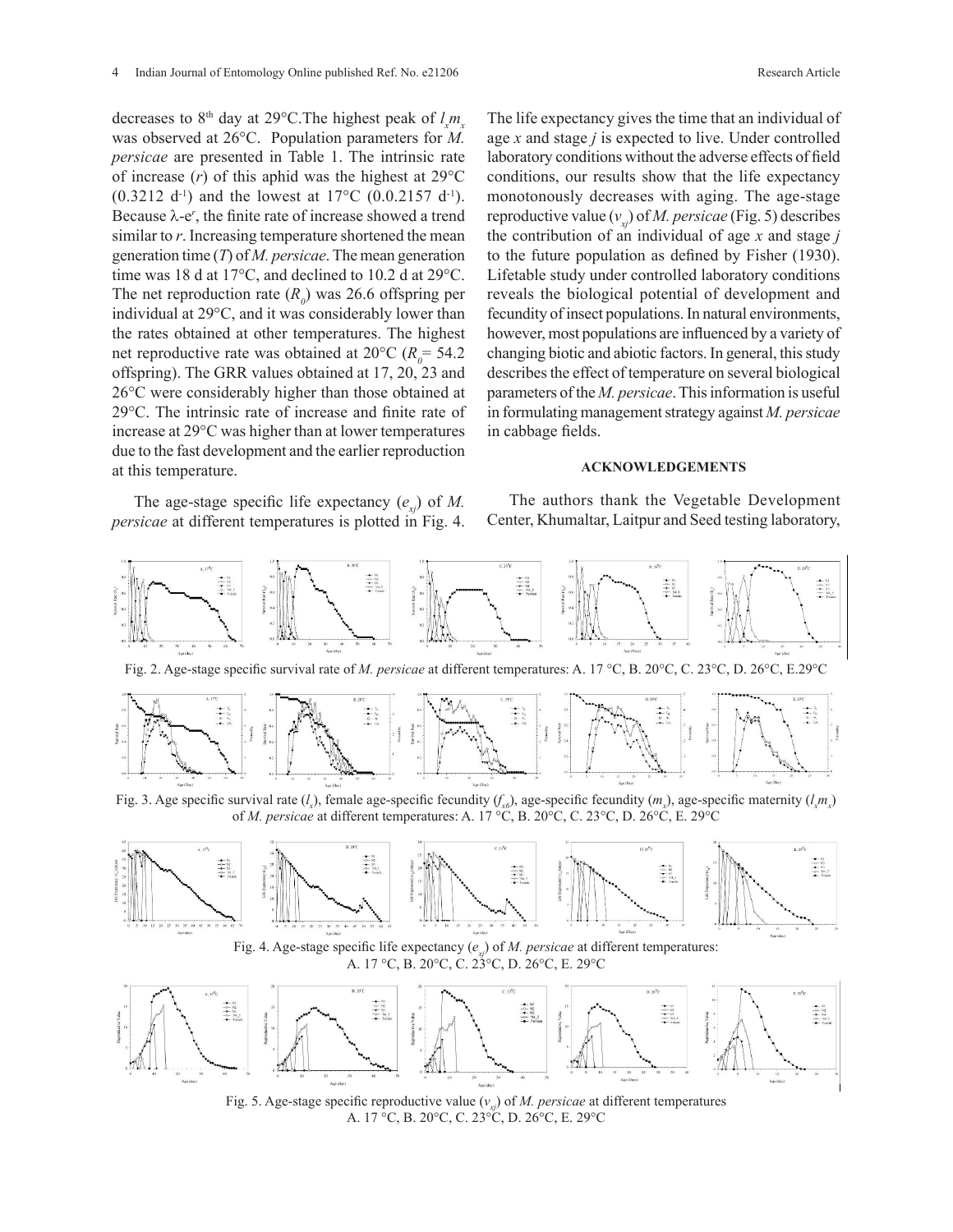decreases to 8th day at 29°C.The highest peak of $l_x m_x$ was observed at 26°C. Population parameters for *M. persicae* are presented in Table 1. The intrinsic rate of increase ($r$) of this aphid was the highest at 29°C (0.3212 $d^{-1}$) and the lowest at 17°C (0.0.2157 $d^{-1}$). Because λ-$e^r$, the finite rate of increase showed a trend similar to $r$. Increasing temperature shortened the mean generation time ($T$) of *M. persicae*. The mean generation time was 18 d at 17°C, and declined to 10.2 d at 29°C. The net reproduction rate ($R_0$) was 26.6 offspring per individual at 29°C, and it was considerably lower than the rates obtained at other temperatures. The highest net reproductive rate was obtained at 20°C ($R_0$= 54.2 offspring). The GRR values obtained at 17, 20, 23 and 26°C were considerably higher than those obtained at 29°C. The intrinsic rate of increase and finite rate of increase at 29°C was higher than at lower temperatures due to the fast development and the earlier reproduction at this temperature.

The age-stage specific life expectancy ($e_{xj}$) of *M. persicae* at different temperatures is plotted in Fig. 4. The life expectancy gives the time that an individual of age $x$ and stage $j$ is expected to live. Under controlled laboratory conditions without the adverse effects of field conditions, our results show that the life expectancy monotonously decreases with aging. The age-stage reproductive value ($v_{xj}$) of *M. persicae* (Fig. 5) describes the contribution of an individual of age $x$ and stage $j$ to the future population as defined by Fisher (1930). Lifetable study under controlled laboratory conditions reveals the biological potential of development and fecundity of insect populations. In natural environments, however, most populations are influenced by a variety of changing biotic and abiotic factors. In general, this study describes the effect of temperature on several biological parameters of the *M. persicae*. This information is useful in formulating management strategy against *M. persicae* in cabbage fields.

## ACKNOWLEDGEMENTS

The authors thank the Vegetable Development Center, Khumaltar, Laitpur and Seed testing laboratory,

Fig. 2. Age-stage specific survival rate of *M. persicae* at different temperatures: A. 17 °C, B. 20°C, C. 23°C, D. 26°C, E.29°C

Fig. 3. Age specific survival rate ($l_x$), female age-specific fecundity ($f_{x6}$), age-specific fecundity ($m_x$), age-specific maternity ($l_x m_x$) of *M. persicae* at different temperatures: A. 17 °C, B. 20°C, C. 23°C, D. 26°C, E. 29°C

Fig. 4. Age-stage specific life expectancy ($e_{xj}$) of *M. persicae* at different temperatures: A. 17 °C, B. 20°C, C. 23°C, D. 26°C, E. 29°C

Fig. 5. Age-stage specific reproductive value ($v_{xj}$) of *M. persicae* at different temperatures A. 17 °C, B. 20°C, C. 23°C, D. 26°C, E. 29°C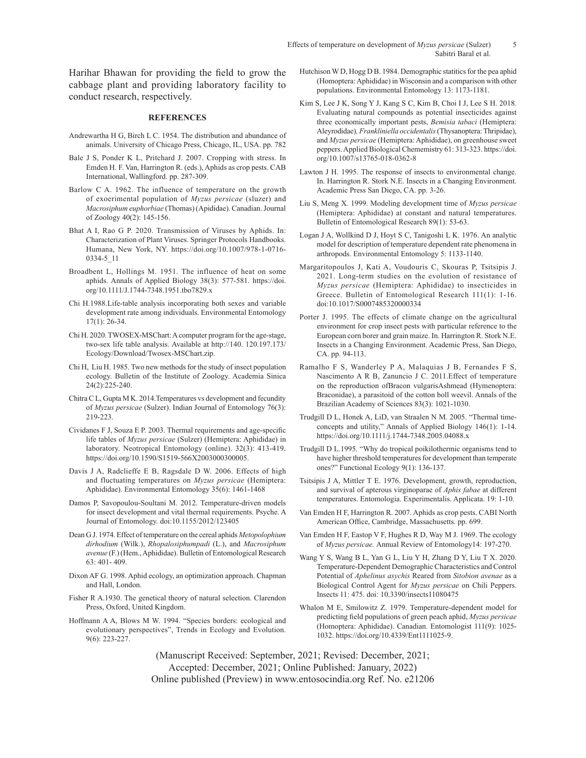Harihar Bhawan for providing the field to grow the cabbage plant and providing laboratory facility to conduct research, respectively.

## REFERENCES

Andrewartha H G, Birch L C. 1954. The distribution and abundance of animals. University of Chicago Press, Chicago, IL, USA. pp. 782

Bale J S, Ponder K L, Pritchard J. 2007. Cropping with stress. In Emden H. F. Van, Harrington R. (eds.), Aphids as crop pests. CAB International, Wallingford. pp. 287-309.

Barlow C A. 1962. The influence of temperature on the growth of exoerimental population of *Myzus persicae* (sluzer) and *Macrosiphum euphorbiae* (Thomas) (Apididae). Canadian. Journal of Zoology 40(2): 145-156.

Bhat A I, Rao G P. 2020. Transmission of Viruses by Aphids. In: Characterization of Plant Viruses. Springer Protocols Handbooks. Humana, New York, NY. https://doi.org/10.1007/978-1-0716-0334-5_11

Broadbent L, Hollings M. 1951. The influence of heat on some aphids. Annals of Applied Biology 38(3): 577-581. https://doi.org/10.1111/J.1744-7348.1951.tbo7829.x

Chi H.1988.Life-table analysis incorporating both sexes and variable development rate among individuals. Environmental Entomology 17(1): 26-34.

Chi H. 2020. TWOSEX-MSChart: A computer program for the age-stage, two-sex life table analysis. Available at http://140. 120.197.173/Ecology/Download/Twosex-MSChart.zip.

Chi H, Liu H. 1985. Two new methods for the study of insect population ecology. Bulletin of the Institute of Zoology. Academia Sinica 24(2):225-240.

Chitra C L, Gupta M K. 2014.Temperatures vs development and fecundity of *Myzus persicae* (Sulzer). Indian Journal of Entomology 76(3): 219-223.

Cividanes F J, Souza E P. 2003. Thermal requirements and age-specific life tables of *Myzus persicae* (Sulzer) (Hemiptera: Aphididae) in laboratory. Neotropical Entomology (online). 32(3): 413-419. https://doi.org/10.1590/S1519-566X2003000300005.

Davis J A, Radclieffe E B, Ragsdale D W. 2006. Effects of high and fluctuating temperatures on *Myzus persicae* (Hemiptera: Aphididae). Environmental Entomology 35(6): 1461-1468

Damos P, Savopoulou-Soultani M. 2012. Temperature-driven models for insect development and vital thermal requirements. Psyche. A Journal of Entomology. doi:10.1155/2012/123405

Dean G J. 1974. Effect of temperature on the cereal aphids *Metopolophium dirhodium* (Wilk.), *Rhopalosiphumpadi* (L.), and *Macrosiphum avenue* (F.) (Hem., Aphididae). Bulletin of Entomological Research 63: 401- 409.

Dixon AF G. 1998. Aphid ecology, an optimization approach. Chapman and Hall, London.

Fisher R A.1930. The genetical theory of natural selection. Clarendon Press, Oxford, United Kingdom.

Hoffmann A A, Blows M W. 1994. "Species borders: ecological and evolutionary perspectives", Trends in Ecology and Evolution. 9(6): 223-227.

Hutchison W D, Hogg D B. 1984. Demographic statitics for the pea aphid (Homoptera: Aphididae) in Wisconsin and a comparison with other populations. Environmental Entomology 13: 1173-1181.

Kim S, Lee J K, Song Y J, Kang S C, Kim B, Choi I J, Lee S H. 2018. Evaluating natural compounds as potential insecticides against three economically important pests, *Bemisia tabaci* (Hemiptera: Aleyrodidae), *Frankliniella occidentalis* (Thysanoptera: Thripidae), and *Myzus persicae* (Hemiptera: Aphididae), on greenhouse sweet peppers. Applied Biological Chememistry 61: 313-323. https://doi.org/10.1007/s13765-018-0362-8

Lawton J H. 1995. The response of insects to environmental change. In. Harrington R. Stork N.E. Insects in a Changing Environment. Academic Press San Diego, CA. pp. 3-26.

Liu S, Meng X. 1999. Modeling development time of *Myzus persicae* (Hemiptera: Aphididae) at constant and natural temperatures. Bulletin of Entomological Research 89(1): 53-63.

Logan J A, Wollkind D J, Hoyt S C, Tanigoshi L K. 1976. An analytic model for description of temperature dependent rate phenomena in arthropods. Environmental Entomology 5: 1133-1140.

Margaritopoulos J, Kati A, Voudouris C, Skouras P, Tsitsipis J. 2021. Long-term studies on the evolution of resistance of *Myzus persicae* (Hemiptera: Aphididae) to insecticides in Greece. Bulletin of Entomological Research 111(1): 1-16. doi:10.1017/S0007485320000334

Porter J. 1995. The effects of climate change on the agricultural environment for crop insect pests with particular reference to the European corn borer and grain maize. In. Harrington R. Stork N.E. Insects in a Changing Environment. Academic Press, San Diego, CA. pp. 94-113.

Ramalho F S, Wanderley P A, Malaquias J B, Fernandes F S, Nascimento A R B, Zanuncio J C. 2011.Effect of temperature on the reproduction ofBracon vulgarisAshmead (Hymenoptera: Braconidae), a parasitoid of the cotton boll weevil. Annals of the Brazilian Academy of Sciences 83(3): 1021-1030.

Trudgill D L, Honek A, LiD, van Straalen N M. 2005. "Thermal time-concepts and utility," Annals of Applied Biology 146(1): 1-14. https://doi.org/10.1111/j.1744-7348.2005.04088.x

Trudgill D L.1995. "Why do tropical poikilothermic organisms tend to have higher threshold temperatures for development than temperate ones?" Functional Ecology 9(1): 136-137.

Tsitsipis J A, Mittler T E. 1976. Development, growth, reproduction, and survival of apterous virginoparae of *Aphis fabae* at different temperatures. Entomologia. Experimentalis. Applicata. 19: 1-10.

Van Emden H F, Harrington R. 2007. Aphids as crop pests. CABI North American Office, Cambridge, Massachusetts. pp. 699.

Van Emden H F, Eastop V F, Hughes R D, Way M J. 1969. The ecology of *Myzus persicae.* Annual Review of Entomology14: 197-270.

Wang Y S, Wang B L, Yan G L, Liu Y H, Zhang D Y, Liu T X. 2020. Temperature-Dependent Demographic Characteristics and Control Potential of *Aphelinus asychis* Reared from *Sitobion avenae* as a Biological Control Agent for *Myzus persicae* on Chili Peppers. Insects 11: 475. doi: 10.3390/insects11080475

Whalon M E, Smilowitz Z. 1979. Temperature-dependent model for predicting field populations of green peach aphid, *Myzus persicae* (Homoptera: Aphididae). Canadian. Entomologist 111(9): 1025-1032. https://doi.org/10.4339/Ent1111025-9.

(Manuscript Received: September, 2021; Revised: December, 2021; Accepted: December, 2021; Online Published: January, 2022)
Online published (Preview) in www.entosocindia.org Ref. No. e21206